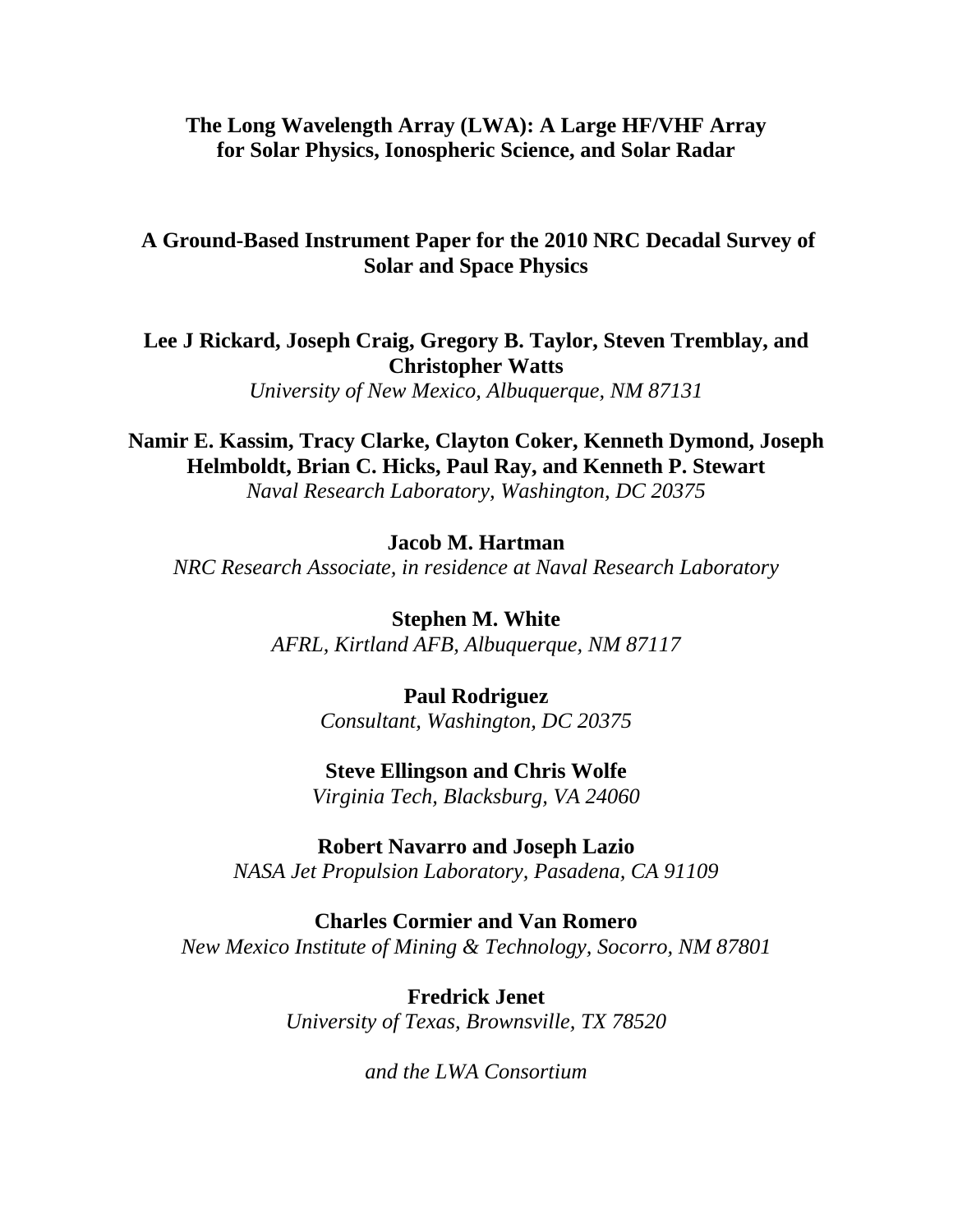# The Long Wavelength Array (LWA): A Large HF/VHF Array for Solar Physics, Ionospheric Science, and Solar Radar

## A Ground-Based Instrument Paper for the 2010 NRC Decadal Survey of Solar and Space Physics

**Lee J Rickard, Joseph Craig, Gregory B. Taylor, Steven Tremblay, and Christopher Watts**
*University of New Mexico, Albuquerque, NM 87131*

**Namir E. Kassim, Tracy Clarke, Clayton Coker, Kenneth Dymond, Joseph Helmboldt, Brian C. Hicks, Paul Ray, and Kenneth P. Stewart**
*Naval Research Laboratory, Washington, DC 20375*

**Jacob M. Hartman**
*NRC Research Associate, in residence at Naval Research Laboratory*

**Stephen M. White**
*AFRL, Kirtland AFB, Albuquerque, NM 87117*

**Paul Rodriguez**
*Consultant, Washington, DC 20375*

**Steve Ellingson and Chris Wolfe**
*Virginia Tech, Blacksburg, VA 24060*

**Robert Navarro and Joseph Lazio**
*NASA Jet Propulsion Laboratory, Pasadena, CA 91109*

**Charles Cormier and Van Romero**
*New Mexico Institute of Mining & Technology, Socorro, NM 87801*

**Fredrick Jenet**
*University of Texas, Brownsville, TX 78520*

*and the LWA Consortium*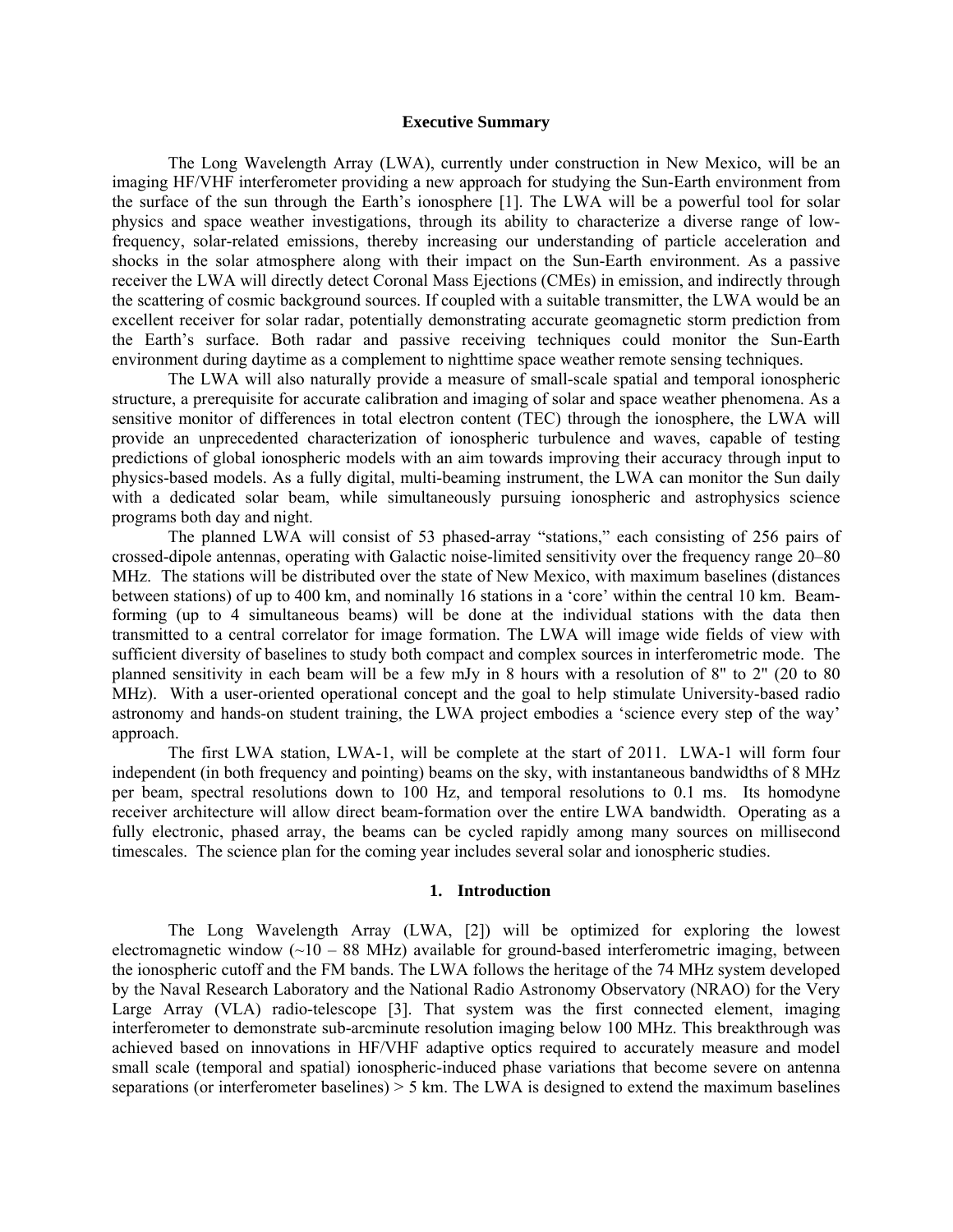**Executive Summary**

The Long Wavelength Array (LWA), currently under construction in New Mexico, will be an imaging HF/VHF interferometer providing a new approach for studying the Sun-Earth environment from the surface of the sun through the Earth's ionosphere [1]. The LWA will be a powerful tool for solar physics and space weather investigations, through its ability to characterize a diverse range of low-frequency, solar-related emissions, thereby increasing our understanding of particle acceleration and shocks in the solar atmosphere along with their impact on the Sun-Earth environment. As a passive receiver the LWA will directly detect Coronal Mass Ejections (CMEs) in emission, and indirectly through the scattering of cosmic background sources. If coupled with a suitable transmitter, the LWA would be an excellent receiver for solar radar, potentially demonstrating accurate geomagnetic storm prediction from the Earth's surface. Both radar and passive receiving techniques could monitor the Sun-Earth environment during daytime as a complement to nighttime space weather remote sensing techniques.

The LWA will also naturally provide a measure of small-scale spatial and temporal ionospheric structure, a prerequisite for accurate calibration and imaging of solar and space weather phenomena. As a sensitive monitor of differences in total electron content (TEC) through the ionosphere, the LWA will provide an unprecedented characterization of ionospheric turbulence and waves, capable of testing predictions of global ionospheric models with an aim towards improving their accuracy through input to physics-based models. As a fully digital, multi-beaming instrument, the LWA can monitor the Sun daily with a dedicated solar beam, while simultaneously pursuing ionospheric and astrophysics science programs both day and night.

The planned LWA will consist of 53 phased-array "stations," each consisting of 256 pairs of crossed-dipole antennas, operating with Galactic noise-limited sensitivity over the frequency range 20–80 MHz. The stations will be distributed over the state of New Mexico, with maximum baselines (distances between stations) of up to 400 km, and nominally 16 stations in a 'core' within the central 10 km. Beam-forming (up to 4 simultaneous beams) will be done at the individual stations with the data then transmitted to a central correlator for image formation. The LWA will image wide fields of view with sufficient diversity of baselines to study both compact and complex sources in interferometric mode. The planned sensitivity in each beam will be a few mJy in 8 hours with a resolution of 8" to 2" (20 to 80 MHz). With a user-oriented operational concept and the goal to help stimulate University-based radio astronomy and hands-on student training, the LWA project embodies a 'science every step of the way' approach.

The first LWA station, LWA-1, will be complete at the start of 2011. LWA-1 will form four independent (in both frequency and pointing) beams on the sky, with instantaneous bandwidths of 8 MHz per beam, spectral resolutions down to 100 Hz, and temporal resolutions to 0.1 ms. Its homodyne receiver architecture will allow direct beam-formation over the entire LWA bandwidth. Operating as a fully electronic, phased array, the beams can be cycled rapidly among many sources on millisecond timescales. The science plan for the coming year includes several solar and ionospheric studies.

## 1. Introduction

The Long Wavelength Array (LWA, [2]) will be optimized for exploring the lowest electromagnetic window (~10 – 88 MHz) available for ground-based interferometric imaging, between the ionospheric cutoff and the FM bands. The LWA follows the heritage of the 74 MHz system developed by the Naval Research Laboratory and the National Radio Astronomy Observatory (NRAO) for the Very Large Array (VLA) radio-telescope [3]. That system was the first connected element, imaging interferometer to demonstrate sub-arcminute resolution imaging below 100 MHz. This breakthrough was achieved based on innovations in HF/VHF adaptive optics required to accurately measure and model small scale (temporal and spatial) ionospheric-induced phase variations that become severe on antenna separations (or interferometer baselines) > 5 km. The LWA is designed to extend the maximum baselines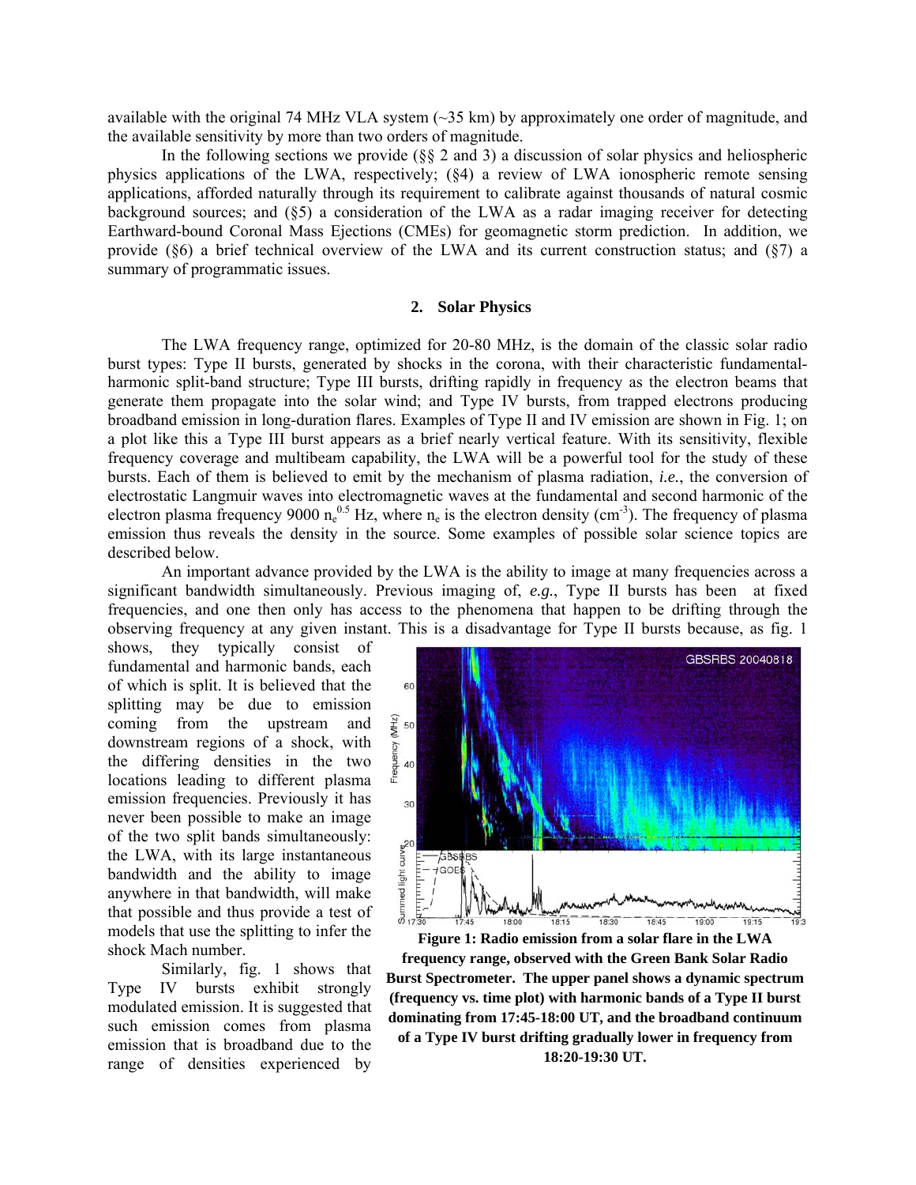available with the original 74 MHz VLA system (~35 km) by approximately one order of magnitude, and the available sensitivity by more than two orders of magnitude.

In the following sections we provide (§§ 2 and 3) a discussion of solar physics and heliospheric physics applications of the LWA, respectively; (§4) a review of LWA ionospheric remote sensing applications, afforded naturally through its requirement to calibrate against thousands of natural cosmic background sources; and (§5) a consideration of the LWA as a radar imaging receiver for detecting Earthward-bound Coronal Mass Ejections (CMEs) for geomagnetic storm prediction. In addition, we provide (§6) a brief technical overview of the LWA and its current construction status; and (§7) a summary of programmatic issues.

## 2. Solar Physics

The LWA frequency range, optimized for 20-80 MHz, is the domain of the classic solar radio burst types: Type II bursts, generated by shocks in the corona, with their characteristic fundamental-harmonic split-band structure; Type III bursts, drifting rapidly in frequency as the electron beams that generate them propagate into the solar wind; and Type IV bursts, from trapped electrons producing broadband emission in long-duration flares. Examples of Type II and IV emission are shown in Fig. 1; on a plot like this a Type III burst appears as a brief nearly vertical feature. With its sensitivity, flexible frequency coverage and multibeam capability, the LWA will be a powerful tool for the study of these bursts. Each of them is believed to emit by the mechanism of plasma radiation, *i.e.*, the conversion of electrostatic Langmuir waves into electromagnetic waves at the fundamental and second harmonic of the electron plasma frequency $9000\, n_e^{0.5}$ Hz, where $n_e$ is the electron density (cm$^{-3}$). The frequency of plasma emission thus reveals the density in the source. Some examples of possible solar science topics are described below.

An important advance provided by the LWA is the ability to image at many frequencies across a significant bandwidth simultaneously. Previous imaging of, *e.g.*, Type II bursts has been at fixed frequencies, and one then only has access to the phenomena that happen to be drifting through the observing frequency at any given instant. This is a disadvantage for Type II bursts because, as fig. 1 shows, they typically consist of fundamental and harmonic bands, each of which is split. It is believed that the splitting may be due to emission coming from the upstream and downstream regions of a shock, with the differing densities in the two locations leading to different plasma emission frequencies. Previously it has never been possible to make an image of the two split bands simultaneously: the LWA, with its large instantaneous bandwidth and the ability to image anywhere in that bandwidth, will make that possible and thus provide a test of models that use the splitting to infer the shock Mach number.

**Figure 1: Radio emission from a solar flare in the LWA frequency range, observed with the Green Bank Solar Radio Burst Spectrometer. The upper panel shows a dynamic spectrum (frequency vs. time plot) with harmonic bands of a Type II burst dominating from 17:45-18:00 UT, and the broadband continuum of a Type IV burst drifting gradually lower in frequency from 18:20-19:30 UT.**

Similarly, fig. 1 shows that Type IV bursts exhibit strongly modulated emission. It is suggested that such emission comes from plasma emission that is broadband due to the range of densities experienced by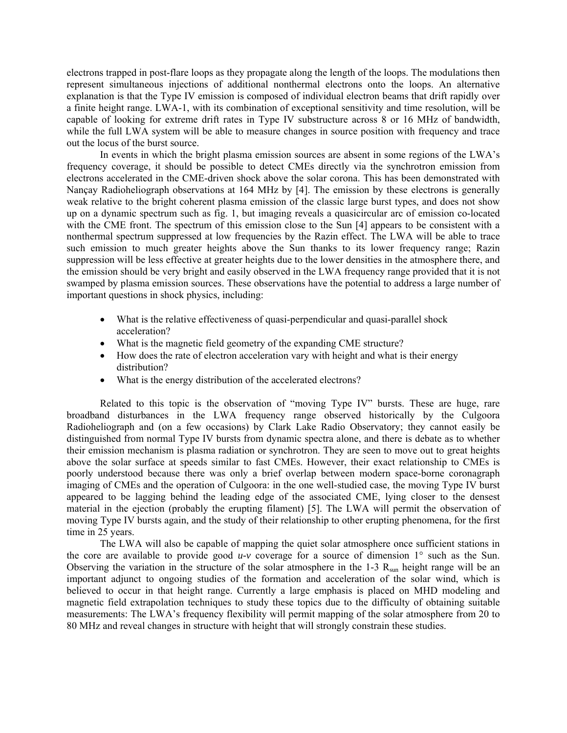electrons trapped in post-flare loops as they propagate along the length of the loops. The modulations then represent simultaneous injections of additional nonthermal electrons onto the loops. An alternative explanation is that the Type IV emission is composed of individual electron beams that drift rapidly over a finite height range. LWA-1, with its combination of exceptional sensitivity and time resolution, will be capable of looking for extreme drift rates in Type IV substructure across 8 or 16 MHz of bandwidth, while the full LWA system will be able to measure changes in source position with frequency and trace out the locus of the burst source.

In events in which the bright plasma emission sources are absent in some regions of the LWA's frequency coverage, it should be possible to detect CMEs directly via the synchrotron emission from electrons accelerated in the CME-driven shock above the solar corona. This has been demonstrated with Nançay Radioheliograph observations at 164 MHz by [4]. The emission by these electrons is generally weak relative to the bright coherent plasma emission of the classic large burst types, and does not show up on a dynamic spectrum such as fig. 1, but imaging reveals a quasicircular arc of emission co-located with the CME front. The spectrum of this emission close to the Sun [4] appears to be consistent with a nonthermal spectrum suppressed at low frequencies by the Razin effect. The LWA will be able to trace such emission to much greater heights above the Sun thanks to its lower frequency range; Razin suppression will be less effective at greater heights due to the lower densities in the atmosphere there, and the emission should be very bright and easily observed in the LWA frequency range provided that it is not swamped by plasma emission sources. These observations have the potential to address a large number of important questions in shock physics, including:

- What is the relative effectiveness of quasi-perpendicular and quasi-parallel shock acceleration?
- What is the magnetic field geometry of the expanding CME structure?
- How does the rate of electron acceleration vary with height and what is their energy distribution?
- What is the energy distribution of the accelerated electrons?

Related to this topic is the observation of "moving Type IV" bursts. These are huge, rare broadband disturbances in the LWA frequency range observed historically by the Culgoora Radioheliograph and (on a few occasions) by Clark Lake Radio Observatory; they cannot easily be distinguished from normal Type IV bursts from dynamic spectra alone, and there is debate as to whether their emission mechanism is plasma radiation or synchrotron. They are seen to move out to great heights above the solar surface at speeds similar to fast CMEs. However, their exact relationship to CMEs is poorly understood because there was only a brief overlap between modern space-borne coronagraph imaging of CMEs and the operation of Culgoora: in the one well-studied case, the moving Type IV burst appeared to be lagging behind the leading edge of the associated CME, lying closer to the densest material in the ejection (probably the erupting filament) [5]. The LWA will permit the observation of moving Type IV bursts again, and the study of their relationship to other erupting phenomena, for the first time in 25 years.

The LWA will also be capable of mapping the quiet solar atmosphere once sufficient stations in the core are available to provide good *u*-*v* coverage for a source of dimension 1° such as the Sun. Observing the variation in the structure of the solar atmosphere in the 1-3 $R_{sun}$ height range will be an important adjunct to ongoing studies of the formation and acceleration of the solar wind, which is believed to occur in that height range. Currently a large emphasis is placed on MHD modeling and magnetic field extrapolation techniques to study these topics due to the difficulty of obtaining suitable measurements: The LWA's frequency flexibility will permit mapping of the solar atmosphere from 20 to 80 MHz and reveal changes in structure with height that will strongly constrain these studies.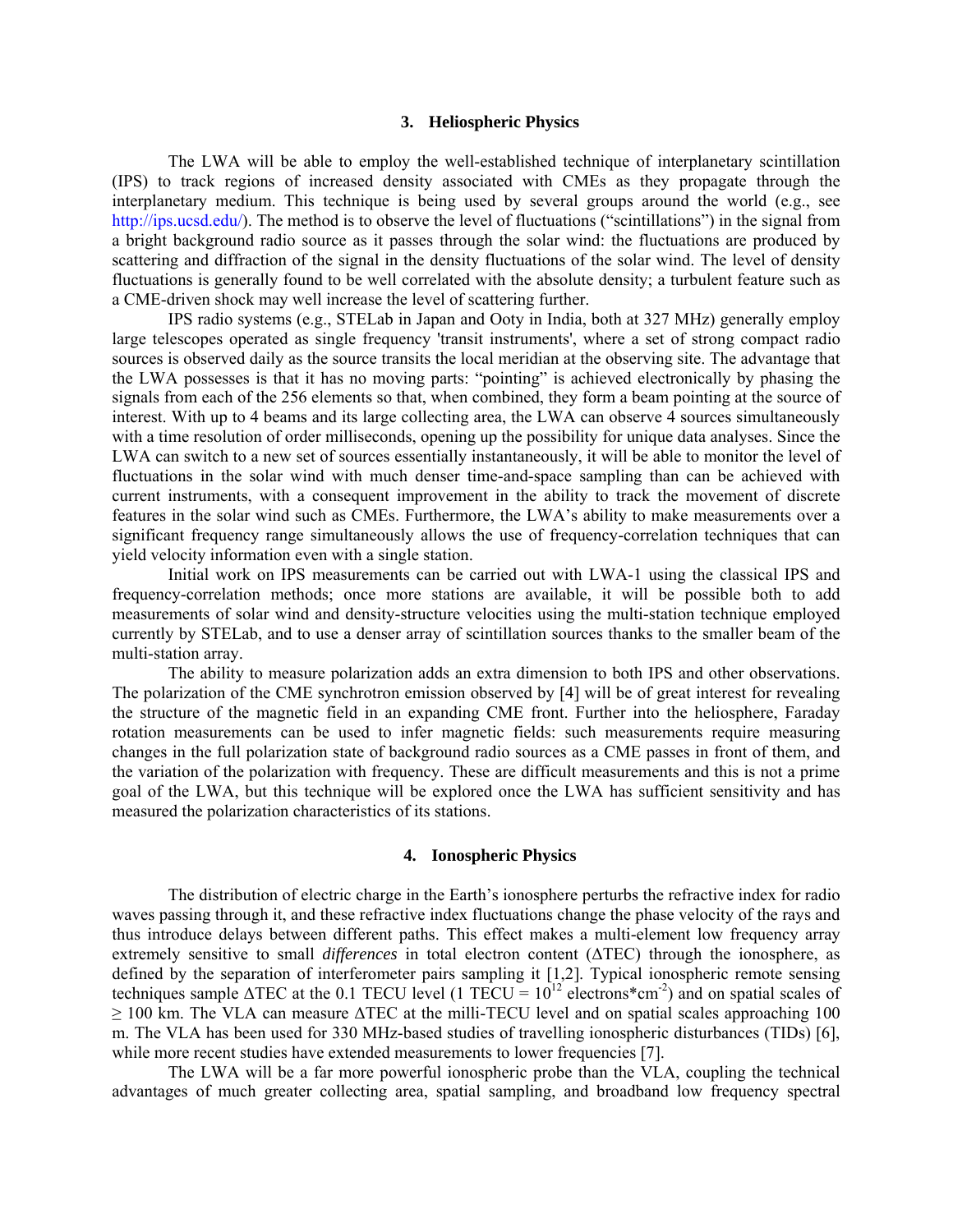## 3. Heliospheric Physics

The LWA will be able to employ the well-established technique of interplanetary scintillation (IPS) to track regions of increased density associated with CMEs as they propagate through the interplanetary medium. This technique is being used by several groups around the world (e.g., see http://ips.ucsd.edu/). The method is to observe the level of fluctuations ("scintillations") in the signal from a bright background radio source as it passes through the solar wind: the fluctuations are produced by scattering and diffraction of the signal in the density fluctuations of the solar wind. The level of density fluctuations is generally found to be well correlated with the absolute density; a turbulent feature such as a CME-driven shock may well increase the level of scattering further.

IPS radio systems (e.g., STELab in Japan and Ooty in India, both at 327 MHz) generally employ large telescopes operated as single frequency 'transit instruments', where a set of strong compact radio sources is observed daily as the source transits the local meridian at the observing site. The advantage that the LWA possesses is that it has no moving parts: "pointing" is achieved electronically by phasing the signals from each of the 256 elements so that, when combined, they form a beam pointing at the source of interest. With up to 4 beams and its large collecting area, the LWA can observe 4 sources simultaneously with a time resolution of order milliseconds, opening up the possibility for unique data analyses. Since the LWA can switch to a new set of sources essentially instantaneously, it will be able to monitor the level of fluctuations in the solar wind with much denser time-and-space sampling than can be achieved with current instruments, with a consequent improvement in the ability to track the movement of discrete features in the solar wind such as CMEs. Furthermore, the LWA's ability to make measurements over a significant frequency range simultaneously allows the use of frequency-correlation techniques that can yield velocity information even with a single station.

Initial work on IPS measurements can be carried out with LWA-1 using the classical IPS and frequency-correlation methods; once more stations are available, it will be possible both to add measurements of solar wind and density-structure velocities using the multi-station technique employed currently by STELab, and to use a denser array of scintillation sources thanks to the smaller beam of the multi-station array.

The ability to measure polarization adds an extra dimension to both IPS and other observations. The polarization of the CME synchrotron emission observed by [4] will be of great interest for revealing the structure of the magnetic field in an expanding CME front. Further into the heliosphere, Faraday rotation measurements can be used to infer magnetic fields: such measurements require measuring changes in the full polarization state of background radio sources as a CME passes in front of them, and the variation of the polarization with frequency. These are difficult measurements and this is not a prime goal of the LWA, but this technique will be explored once the LWA has sufficient sensitivity and has measured the polarization characteristics of its stations.

## 4. Ionospheric Physics

The distribution of electric charge in the Earth's ionosphere perturbs the refractive index for radio waves passing through it, and these refractive index fluctuations change the phase velocity of the rays and thus introduce delays between different paths. This effect makes a multi-element low frequency array extremely sensitive to small *differences* in total electron content ($\Delta$TEC) through the ionosphere, as defined by the separation of interferometer pairs sampling it [1,2]. Typical ionospheric remote sensing techniques sample $\Delta$TEC at the 0.1 TECU level (1 TECU = $10^{12}$ electrons*cm$^{-2}$) and on spatial scales of $\geq$ 100 km. The VLA can measure $\Delta$TEC at the milli-TECU level and on spatial scales approaching 100 m. The VLA has been used for 330 MHz-based studies of travelling ionospheric disturbances (TIDs) [6], while more recent studies have extended measurements to lower frequencies [7].

The LWA will be a far more powerful ionospheric probe than the VLA, coupling the technical advantages of much greater collecting area, spatial sampling, and broadband low frequency spectral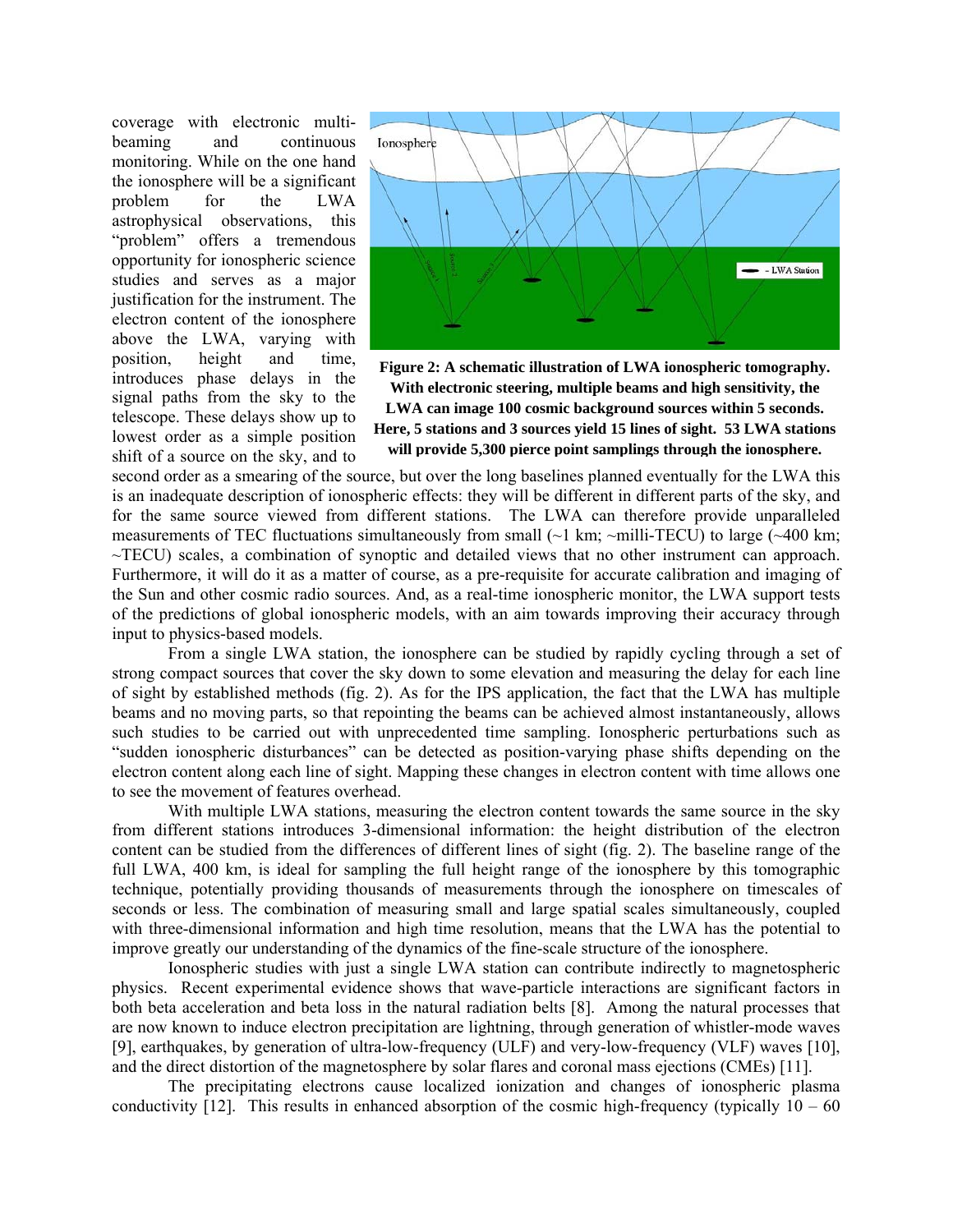coverage with electronic multi-beaming and continuous monitoring. While on the one hand the ionosphere will be a significant problem for the LWA astrophysical observations, this "problem" offers a tremendous opportunity for ionospheric science studies and serves as a major justification for the instrument. The electron content of the ionosphere above the LWA, varying with position, height and time, introduces phase delays in the signal paths from the sky to the telescope. These delays show up to lowest order as a simple position shift of a source on the sky, and to second order as a smearing of the source, but over the long baselines planned eventually for the LWA this is an inadequate description of ionospheric effects: they will be different in different parts of the sky, and for the same source viewed from different stations. The LWA can therefore provide unparalleled measurements of TEC fluctuations simultaneously from small (~1 km; ~milli-TECU) to large (~400 km; ~TECU) scales, a combination of synoptic and detailed views that no other instrument can approach. Furthermore, it will do it as a matter of course, as a pre-requisite for accurate calibration and imaging of the Sun and other cosmic radio sources. And, as a real-time ionospheric monitor, the LWA support tests of the predictions of global ionospheric models, with an aim towards improving their accuracy through input to physics-based models.

**Figure 2: A schematic illustration of LWA ionospheric tomography. With electronic steering, multiple beams and high sensitivity, the LWA can image 100 cosmic background sources within 5 seconds. Here, 5 stations and 3 sources yield 15 lines of sight. 53 LWA stations will provide 5,300 pierce point samplings through the ionosphere.**

From a single LWA station, the ionosphere can be studied by rapidly cycling through a set of strong compact sources that cover the sky down to some elevation and measuring the delay for each line of sight by established methods (fig. 2). As for the IPS application, the fact that the LWA has multiple beams and no moving parts, so that repointing the beams can be achieved almost instantaneously, allows such studies to be carried out with unprecedented time sampling. Ionospheric perturbations such as "sudden ionospheric disturbances" can be detected as position-varying phase shifts depending on the electron content along each line of sight. Mapping these changes in electron content with time allows one to see the movement of features overhead.

With multiple LWA stations, measuring the electron content towards the same source in the sky from different stations introduces 3-dimensional information: the height distribution of the electron content can be studied from the differences of different lines of sight (fig. 2). The baseline range of the full LWA, 400 km, is ideal for sampling the full height range of the ionosphere by this tomographic technique, potentially providing thousands of measurements through the ionosphere on timescales of seconds or less. The combination of measuring small and large spatial scales simultaneously, coupled with three-dimensional information and high time resolution, means that the LWA has the potential to improve greatly our understanding of the dynamics of the fine-scale structure of the ionosphere.

Ionospheric studies with just a single LWA station can contribute indirectly to magnetospheric physics. Recent experimental evidence shows that wave-particle interactions are significant factors in both beta acceleration and beta loss in the natural radiation belts [8]. Among the natural processes that are now known to induce electron precipitation are lightning, through generation of whistler-mode waves [9], earthquakes, by generation of ultra-low-frequency (ULF) and very-low-frequency (VLF) waves [10], and the direct distortion of the magnetosphere by solar flares and coronal mass ejections (CMEs) [11].

The precipitating electrons cause localized ionization and changes of ionospheric plasma conductivity [12]. This results in enhanced absorption of the cosmic high-frequency (typically 10 – 60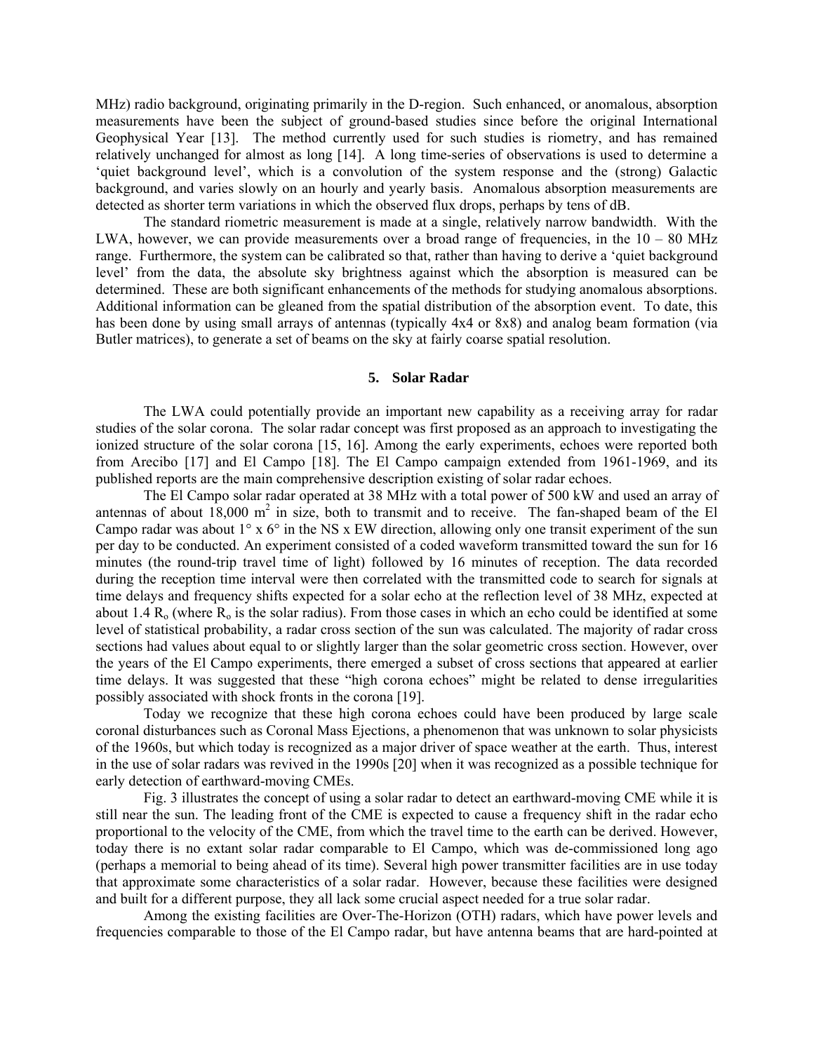MHz) radio background, originating primarily in the D-region. Such enhanced, or anomalous, absorption measurements have been the subject of ground-based studies since before the original International Geophysical Year [13]. The method currently used for such studies is riometry, and has remained relatively unchanged for almost as long [14]. A long time-series of observations is used to determine a 'quiet background level', which is a convolution of the system response and the (strong) Galactic background, and varies slowly on an hourly and yearly basis. Anomalous absorption measurements are detected as shorter term variations in which the observed flux drops, perhaps by tens of dB.

The standard riometric measurement is made at a single, relatively narrow bandwidth. With the LWA, however, we can provide measurements over a broad range of frequencies, in the 10 – 80 MHz range. Furthermore, the system can be calibrated so that, rather than having to derive a 'quiet background level' from the data, the absolute sky brightness against which the absorption is measured can be determined. These are both significant enhancements of the methods for studying anomalous absorptions. Additional information can be gleaned from the spatial distribution of the absorption event. To date, this has been done by using small arrays of antennas (typically 4x4 or 8x8) and analog beam formation (via Butler matrices), to generate a set of beams on the sky at fairly coarse spatial resolution.

## 5. Solar Radar

The LWA could potentially provide an important new capability as a receiving array for radar studies of the solar corona. The solar radar concept was first proposed as an approach to investigating the ionized structure of the solar corona [15, 16]. Among the early experiments, echoes were reported both from Arecibo [17] and El Campo [18]. The El Campo campaign extended from 1961-1969, and its published reports are the main comprehensive description existing of solar radar echoes.

The El Campo solar radar operated at 38 MHz with a total power of 500 kW and used an array of antennas of about 18,000 $m^2$ in size, both to transmit and to receive. The fan-shaped beam of the El Campo radar was about 1° x 6° in the NS x EW direction, allowing only one transit experiment of the sun per day to be conducted. An experiment consisted of a coded waveform transmitted toward the sun for 16 minutes (the round-trip travel time of light) followed by 16 minutes of reception. The data recorded during the reception time interval were then correlated with the transmitted code to search for signals at time delays and frequency shifts expected for a solar echo at the reflection level of 38 MHz, expected at about 1.4 $R_o$ (where $R_o$ is the solar radius). From those cases in which an echo could be identified at some level of statistical probability, a radar cross section of the sun was calculated. The majority of radar cross sections had values about equal to or slightly larger than the solar geometric cross section. However, over the years of the El Campo experiments, there emerged a subset of cross sections that appeared at earlier time delays. It was suggested that these "high corona echoes" might be related to dense irregularities possibly associated with shock fronts in the corona [19].

Today we recognize that these high corona echoes could have been produced by large scale coronal disturbances such as Coronal Mass Ejections, a phenomenon that was unknown to solar physicists of the 1960s, but which today is recognized as a major driver of space weather at the earth. Thus, interest in the use of solar radars was revived in the 1990s [20] when it was recognized as a possible technique for early detection of earthward-moving CMEs.

Fig. 3 illustrates the concept of using a solar radar to detect an earthward-moving CME while it is still near the sun. The leading front of the CME is expected to cause a frequency shift in the radar echo proportional to the velocity of the CME, from which the travel time to the earth can be derived. However, today there is no extant solar radar comparable to El Campo, which was de-commissioned long ago (perhaps a memorial to being ahead of its time). Several high power transmitter facilities are in use today that approximate some characteristics of a solar radar. However, because these facilities were designed and built for a different purpose, they all lack some crucial aspect needed for a true solar radar.

Among the existing facilities are Over-The-Horizon (OTH) radars, which have power levels and frequencies comparable to those of the El Campo radar, but have antenna beams that are hard-pointed at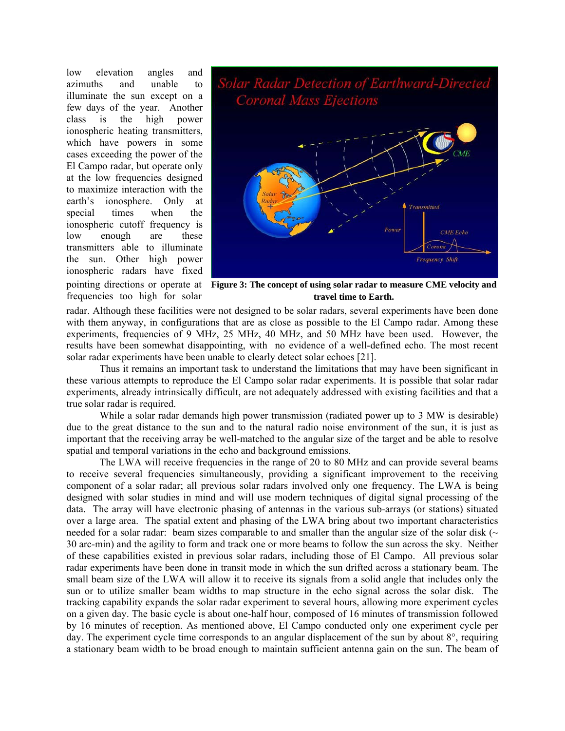low elevation angles and azimuths and unable to illuminate the sun except on a few days of the year. Another class is the high power ionospheric heating transmitters, which have powers in some cases exceeding the power of the El Campo radar, but operate only at the low frequencies designed to maximize interaction with the earth's ionosphere. Only at special times when the ionospheric cutoff frequency is low enough are these transmitters able to illuminate the sun. Other high power ionospheric radars have fixed pointing directions or operate at frequencies too high for solar radar. Although these facilities were not designed to be solar radars, several experiments have been done with them anyway, in configurations that are as close as possible to the El Campo radar. Among these experiments, frequencies of 9 MHz, 25 MHz, 40 MHz, and 50 MHz have been used. However, the results have been somewhat disappointing, with no evidence of a well-defined echo. The most recent solar radar experiments have been unable to clearly detect solar echoes [21].

**Figure 3: The concept of using solar radar to measure CME velocity and travel time to Earth.**

Thus it remains an important task to understand the limitations that may have been significant in these various attempts to reproduce the El Campo solar radar experiments. It is possible that solar radar experiments, already intrinsically difficult, are not adequately addressed with existing facilities and that a true solar radar is required.

While a solar radar demands high power transmission (radiated power up to 3 MW is desirable) due to the great distance to the sun and to the natural radio noise environment of the sun, it is just as important that the receiving array be well-matched to the angular size of the target and be able to resolve spatial and temporal variations in the echo and background emissions.

The LWA will receive frequencies in the range of 20 to 80 MHz and can provide several beams to receive several frequencies simultaneously, providing a significant improvement to the receiving component of a solar radar; all previous solar radars involved only one frequency. The LWA is being designed with solar studies in mind and will use modern techniques of digital signal processing of the data. The array will have electronic phasing of antennas in the various sub-arrays (or stations) situated over a large area. The spatial extent and phasing of the LWA bring about two important characteristics needed for a solar radar: beam sizes comparable to and smaller than the angular size of the solar disk (~ 30 arc-min) and the agility to form and track one or more beams to follow the sun across the sky. Neither of these capabilities existed in previous solar radars, including those of El Campo. All previous solar radar experiments have been done in transit mode in which the sun drifted across a stationary beam. The small beam size of the LWA will allow it to receive its signals from a solid angle that includes only the sun or to utilize smaller beam widths to map structure in the echo signal across the solar disk. The tracking capability expands the solar radar experiment to several hours, allowing more experiment cycles on a given day. The basic cycle is about one-half hour, composed of 16 minutes of transmission followed by 16 minutes of reception. As mentioned above, El Campo conducted only one experiment cycle per day. The experiment cycle time corresponds to an angular displacement of the sun by about 8°, requiring a stationary beam width to be broad enough to maintain sufficient antenna gain on the sun. The beam of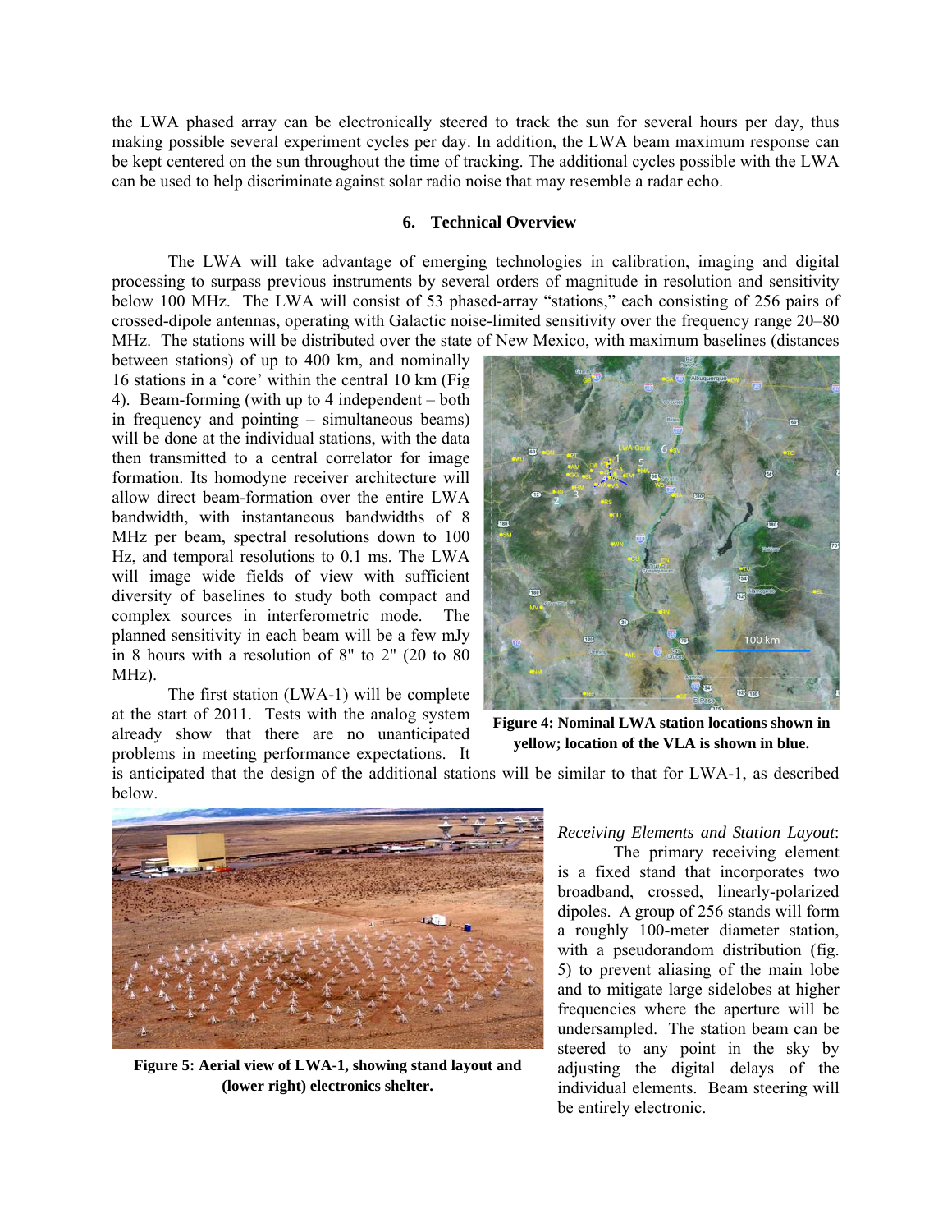the LWA phased array can be electronically steered to track the sun for several hours per day, thus making possible several experiment cycles per day. In addition, the LWA beam maximum response can be kept centered on the sun throughout the time of tracking. The additional cycles possible with the LWA can be used to help discriminate against solar radio noise that may resemble a radar echo.

## 6. Technical Overview

The LWA will take advantage of emerging technologies in calibration, imaging and digital processing to surpass previous instruments by several orders of magnitude in resolution and sensitivity below 100 MHz. The LWA will consist of 53 phased-array "stations," each consisting of 256 pairs of crossed-dipole antennas, operating with Galactic noise-limited sensitivity over the frequency range 20–80 MHz. The stations will be distributed over the state of New Mexico, with maximum baselines (distances between stations) of up to 400 km, and nominally 16 stations in a 'core' within the central 10 km (Fig 4). Beam-forming (with up to 4 independent – both in frequency and pointing – simultaneous beams) will be done at the individual stations, with the data then transmitted to a central correlator for image formation. Its homodyne receiver architecture will allow direct beam-formation over the entire LWA bandwidth, with instantaneous bandwidths of 8 MHz per beam, spectral resolutions down to 100 Hz, and temporal resolutions to 0.1 ms. The LWA will image wide fields of view with sufficient diversity of baselines to study both compact and complex sources in interferometric mode. The planned sensitivity in each beam will be a few mJy in 8 hours with a resolution of 8" to 2" (20 to 80 MHz).

**Figure 4: Nominal LWA station locations shown in yellow; location of the VLA is shown in blue.**

The first station (LWA-1) will be complete at the start of 2011. Tests with the analog system already show that there are no unanticipated problems in meeting performance expectations. It is anticipated that the design of the additional stations will be similar to that for LWA-1, as described below.

**Figure 5: Aerial view of LWA-1, showing stand layout and (lower right) electronics shelter.**

*Receiving Elements and Station Layout*:

The primary receiving element is a fixed stand that incorporates two broadband, crossed, linearly-polarized dipoles. A group of 256 stands will form a roughly 100-meter diameter station, with a pseudorandom distribution (fig. 5) to prevent aliasing of the main lobe and to mitigate large sidelobes at higher frequencies where the aperture will be undersampled. The station beam can be steered to any point in the sky by adjusting the digital delays of the individual elements. Beam steering will be entirely electronic.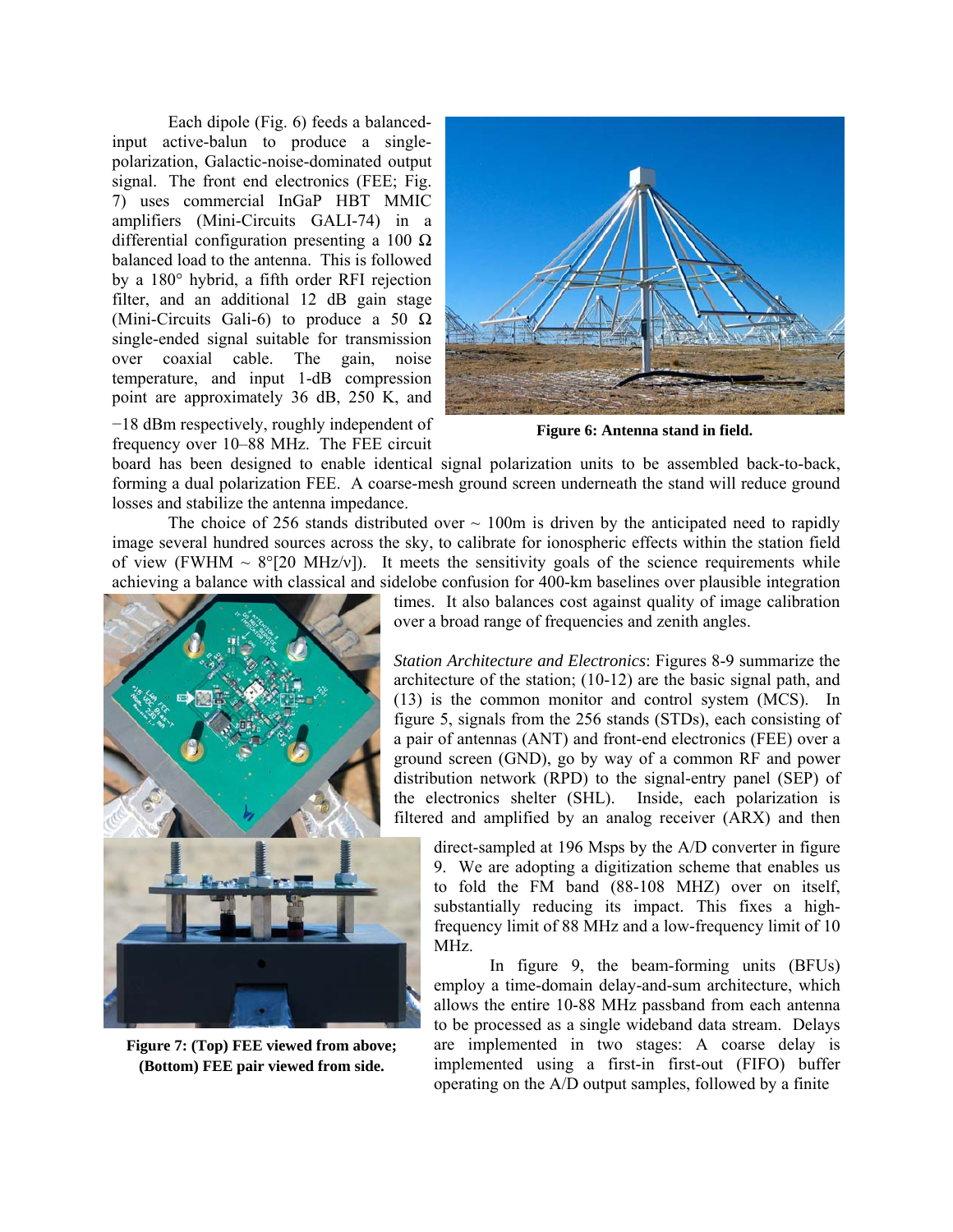Each dipole (Fig. 6) feeds a balanced-input active-balun to produce a single-polarization, Galactic-noise-dominated output signal. The front end electronics (FEE; Fig. 7) uses commercial InGaP HBT MMIC amplifiers (Mini-Circuits GALI-74) in a differential configuration presenting a 100 Ω balanced load to the antenna. This is followed by a 180° hybrid, a fifth order RFI rejection filter, and an additional 12 dB gain stage (Mini-Circuits Gali-6) to produce a 50 Ω single-ended signal suitable for transmission over coaxial cable. The gain, noise temperature, and input 1-dB compression point are approximately 36 dB, 250 K, and −18 dBm respectively, roughly independent of frequency over 10–88 MHz. The FEE circuit board has been designed to enable identical signal polarization units to be assembled back-to-back, forming a dual polarization FEE. A coarse-mesh ground screen underneath the stand will reduce ground losses and stabilize the antenna impedance.

**Figure 6: Antenna stand in field.**

The choice of 256 stands distributed over ~ 100m is driven by the anticipated need to rapidly image several hundred sources across the sky, to calibrate for ionospheric effects within the station field of view (FWHM ~ 8°[20 MHz/ν]). It meets the sensitivity goals of the science requirements while achieving a balance with classical and sidelobe confusion for 400-km baselines over plausible integration times. It also balances cost against quality of image calibration over a broad range of frequencies and zenith angles.

*Station Architecture and Electronics*: Figures 8-9 summarize the architecture of the station; (10-12) are the basic signal path, and (13) is the common monitor and control system (MCS). In figure 5, signals from the 256 stands (STDs), each consisting of a pair of antennas (ANT) and front-end electronics (FEE) over a ground screen (GND), go by way of a common RF and power distribution network (RPD) to the signal-entry panel (SEP) of the electronics shelter (SHL). Inside, each polarization is filtered and amplified by an analog receiver (ARX) and then direct-sampled at 196 Msps by the A/D converter in figure 9. We are adopting a digitization scheme that enables us to fold the FM band (88-108 MHZ) over on itself, substantially reducing its impact. This fixes a high-frequency limit of 88 MHz and a low-frequency limit of 10 MHz.

**Figure 7: (Top) FEE viewed from above; (Bottom) FEE pair viewed from side.**

In figure 9, the beam-forming units (BFUs) employ a time-domain delay-and-sum architecture, which allows the entire 10-88 MHz passband from each antenna to be processed as a single wideband data stream. Delays are implemented in two stages: A coarse delay is implemented using a first-in first-out (FIFO) buffer operating on the A/D output samples, followed by a finite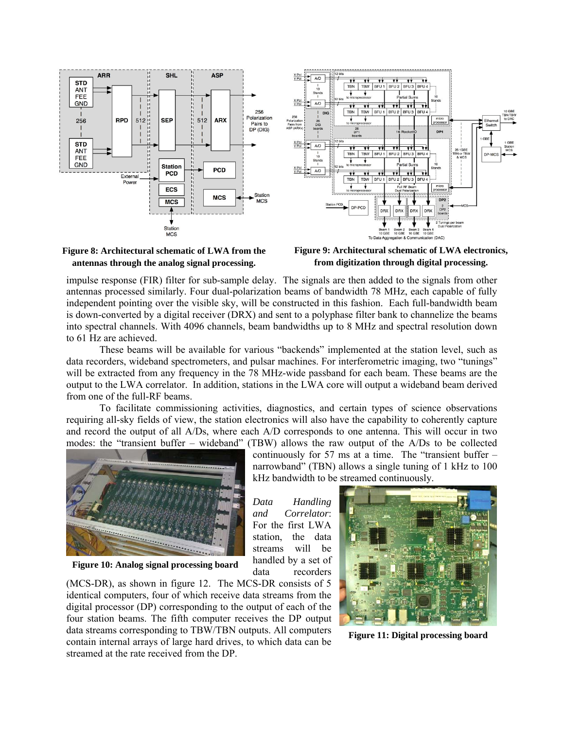Figure 8: Architectural schematic of LWA from the antennas through the analog signal processing.

Figure 9: Architectural schematic of LWA electronics, from digitization through digital processing.

impulse response (FIR) filter for sub-sample delay. The signals are then added to the signals from other antennas processed similarly. Four dual-polarization beams of bandwidth 78 MHz, each capable of fully independent pointing over the visible sky, will be constructed in this fashion. Each full-bandwidth beam is down-converted by a digital receiver (DRX) and sent to a polyphase filter bank to channelize the beams into spectral channels. With 4096 channels, beam bandwidths up to 8 MHz and spectral resolution down to 61 Hz are achieved.

These beams will be available for various "backends" implemented at the station level, such as data recorders, wideband spectrometers, and pulsar machines. For interferometric imaging, two "tunings" will be extracted from any frequency in the 78 MHz-wide passband for each beam. These beams are the output to the LWA correlator. In addition, stations in the LWA core will output a wideband beam derived from one of the full-RF beams.

To facilitate commissioning activities, diagnostics, and certain types of science observations requiring all-sky fields of view, the station electronics will also have the capability to coherently capture and record the output of all A/Ds, where each A/D corresponds to one antenna. This will occur in two modes: the "transient buffer – wideband" (TBW) allows the raw output of the A/Ds to be collected continuously for 57 ms at a time. The "transient buffer – narrowband" (TBN) allows a single tuning of 1 kHz to 100 kHz bandwidth to be streamed continuously.

Figure 10: Analog signal processing board

*Data Handling and Correlator*: For the first LWA station, the data streams will be handled by a set of data recorders (MCS-DR), as shown in figure 12. The MCS-DR consists of 5 identical computers, four of which receive data streams from the digital processor (DP) corresponding to the output of each of the four station beams. The fifth computer receives the DP output data streams corresponding to TBW/TBN outputs. All computers contain internal arrays of large hard drives, to which data can be streamed at the rate received from the DP.

Figure 11: Digital processing board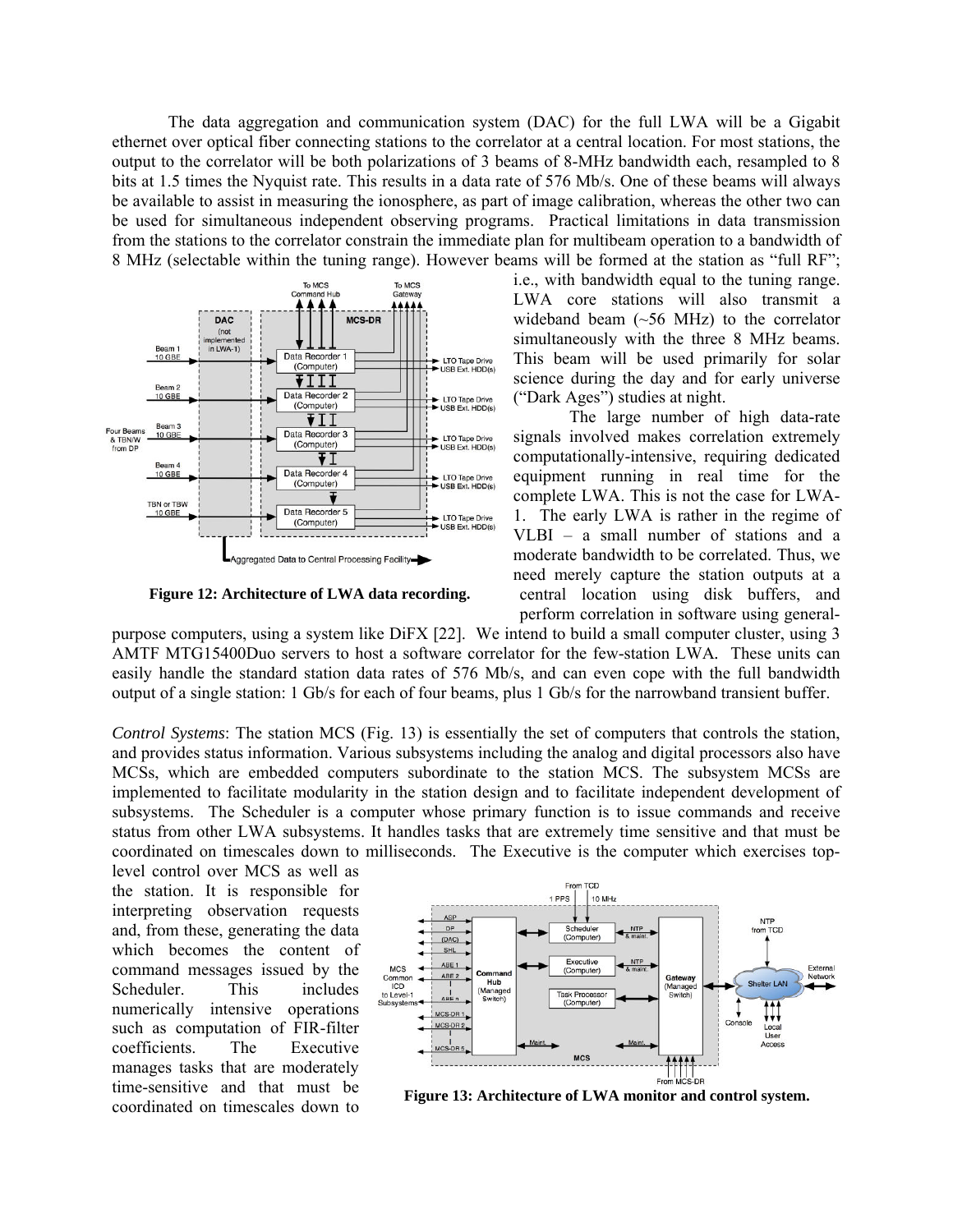The data aggregation and communication system (DAC) for the full LWA will be a Gigabit ethernet over optical fiber connecting stations to the correlator at a central location. For most stations, the output to the correlator will be both polarizations of 3 beams of 8-MHz bandwidth each, resampled to 8 bits at 1.5 times the Nyquist rate. This results in a data rate of 576 Mb/s. One of these beams will always be available to assist in measuring the ionosphere, as part of image calibration, whereas the other two can be used for simultaneous independent observing programs. Practical limitations in data transmission from the stations to the correlator constrain the immediate plan for multibeam operation to a bandwidth of 8 MHz (selectable within the tuning range). However beams will be formed at the station as "full RF"; i.e., with bandwidth equal to the tuning range. LWA core stations will also transmit a wideband beam (~56 MHz) to the correlator simultaneously with the three 8 MHz beams. This beam will be used primarily for solar science during the day and for early universe ("Dark Ages") studies at night.

**Figure 12: Architecture of LWA data recording.**

The large number of high data-rate signals involved makes correlation extremely computationally-intensive, requiring dedicated equipment running in real time for the complete LWA. This is not the case for LWA-1. The early LWA is rather in the regime of VLBI – a small number of stations and a moderate bandwidth to be correlated. Thus, we need merely capture the station outputs at a central location using disk buffers, and perform correlation in software using general-purpose computers, using a system like DiFX [22]. We intend to build a small computer cluster, using 3 AMTF MTG15400Duo servers to host a software correlator for the few-station LWA. These units can easily handle the standard station data rates of 576 Mb/s, and can even cope with the full bandwidth output of a single station: 1 Gb/s for each of four beams, plus 1 Gb/s for the narrowband transient buffer.

*Control Systems*: The station MCS (Fig. 13) is essentially the set of computers that controls the station, and provides status information. Various subsystems including the analog and digital processors also have MCSs, which are embedded computers subordinate to the station MCS. The subsystem MCSs are implemented to facilitate modularity in the station design and to facilitate independent development of subsystems. The Scheduler is a computer whose primary function is to issue commands and receive status from other LWA subsystems. It handles tasks that are extremely time sensitive and that must be coordinated on timescales down to milliseconds. The Executive is the computer which exercises top-level control over MCS as well as the station. It is responsible for interpreting observation requests and, from these, generating the data which becomes the content of command messages issued by the Scheduler. This includes numerically intensive operations such as computation of FIR-filter coefficients. The Executive manages tasks that are moderately time-sensitive and that must be coordinated on timescales down to

**Figure 13: Architecture of LWA monitor and control system.**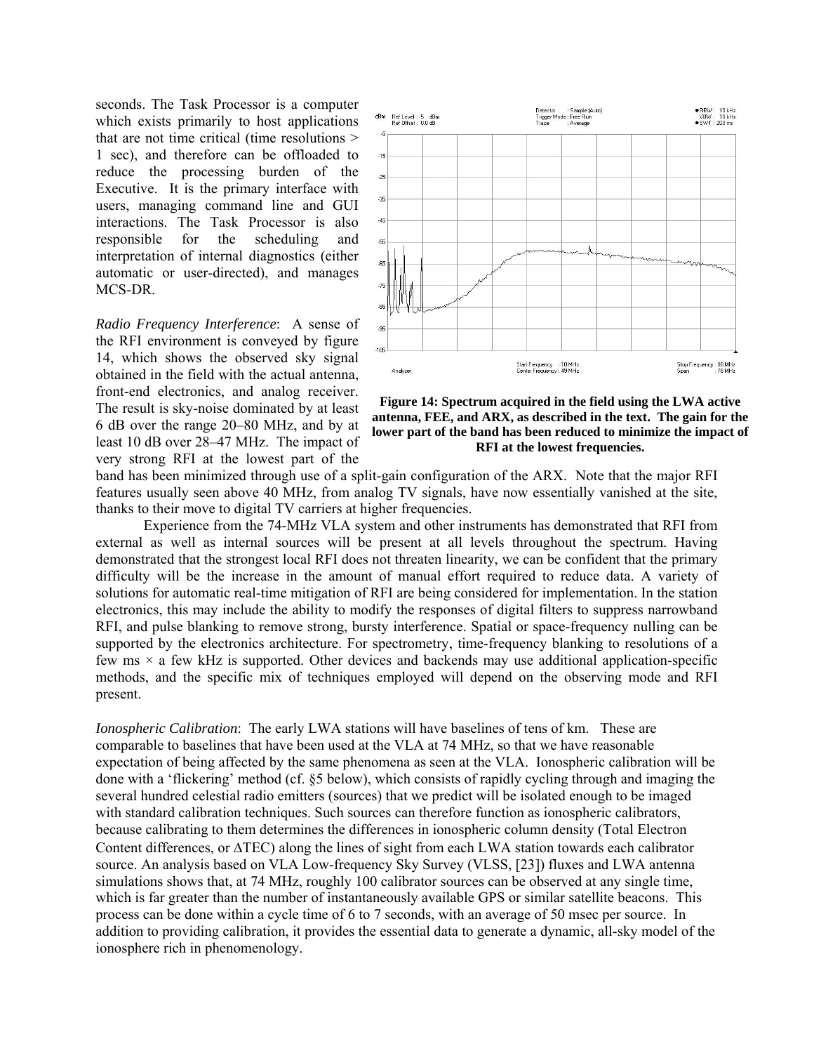seconds. The Task Processor is a computer which exists primarily to host applications that are not time critical (time resolutions > 1 sec), and therefore can be offloaded to reduce the processing burden of the Executive. It is the primary interface with users, managing command line and GUI interactions. The Task Processor is also responsible for the scheduling and interpretation of internal diagnostics (either automatic or user-directed), and manages MCS-DR.

*Radio Frequency Interference*: A sense of the RFI environment is conveyed by figure 14, which shows the observed sky signal obtained in the field with the actual antenna, front-end electronics, and analog receiver. The result is sky-noise dominated by at least 6 dB over the range 20–80 MHz, and by at least 10 dB over 28–47 MHz. The impact of very strong RFI at the lowest part of the band has been minimized through use of a split-gain configuration of the ARX. Note that the major RFI features usually seen above 40 MHz, from analog TV signals, have now essentially vanished at the site, thanks to their move to digital TV carriers at higher frequencies.

**Figure 14: Spectrum acquired in the field using the LWA active antenna, FEE, and ARX, as described in the text. The gain for the lower part of the band has been reduced to minimize the impact of RFI at the lowest frequencies.**

Experience from the 74-MHz VLA system and other instruments has demonstrated that RFI from external as well as internal sources will be present at all levels throughout the spectrum. Having demonstrated that the strongest local RFI does not threaten linearity, we can be confident that the primary difficulty will be the increase in the amount of manual effort required to reduce data. A variety of solutions for automatic real-time mitigation of RFI are being considered for implementation. In the station electronics, this may include the ability to modify the responses of digital filters to suppress narrowband RFI, and pulse blanking to remove strong, bursty interference. Spatial or space-frequency nulling can be supported by the electronics architecture. For spectrometry, time-frequency blanking to resolutions of a few ms × a few kHz is supported. Other devices and backends may use additional application-specific methods, and the specific mix of techniques employed will depend on the observing mode and RFI present.

*Ionospheric Calibration*: The early LWA stations will have baselines of tens of km. These are comparable to baselines that have been used at the VLA at 74 MHz, so that we have reasonable expectation of being affected by the same phenomena as seen at the VLA. Ionospheric calibration will be done with a 'flickering' method (cf. §5 below), which consists of rapidly cycling through and imaging the several hundred celestial radio emitters (sources) that we predict will be isolated enough to be imaged with standard calibration techniques. Such sources can therefore function as ionospheric calibrators, because calibrating to them determines the differences in ionospheric column density (Total Electron Content differences, or ΔTEC) along the lines of sight from each LWA station towards each calibrator source. An analysis based on VLA Low-frequency Sky Survey (VLSS, [23]) fluxes and LWA antenna simulations shows that, at 74 MHz, roughly 100 calibrator sources can be observed at any single time, which is far greater than the number of instantaneously available GPS or similar satellite beacons. This process can be done within a cycle time of 6 to 7 seconds, with an average of 50 msec per source. In addition to providing calibration, it provides the essential data to generate a dynamic, all-sky model of the ionosphere rich in phenomenology.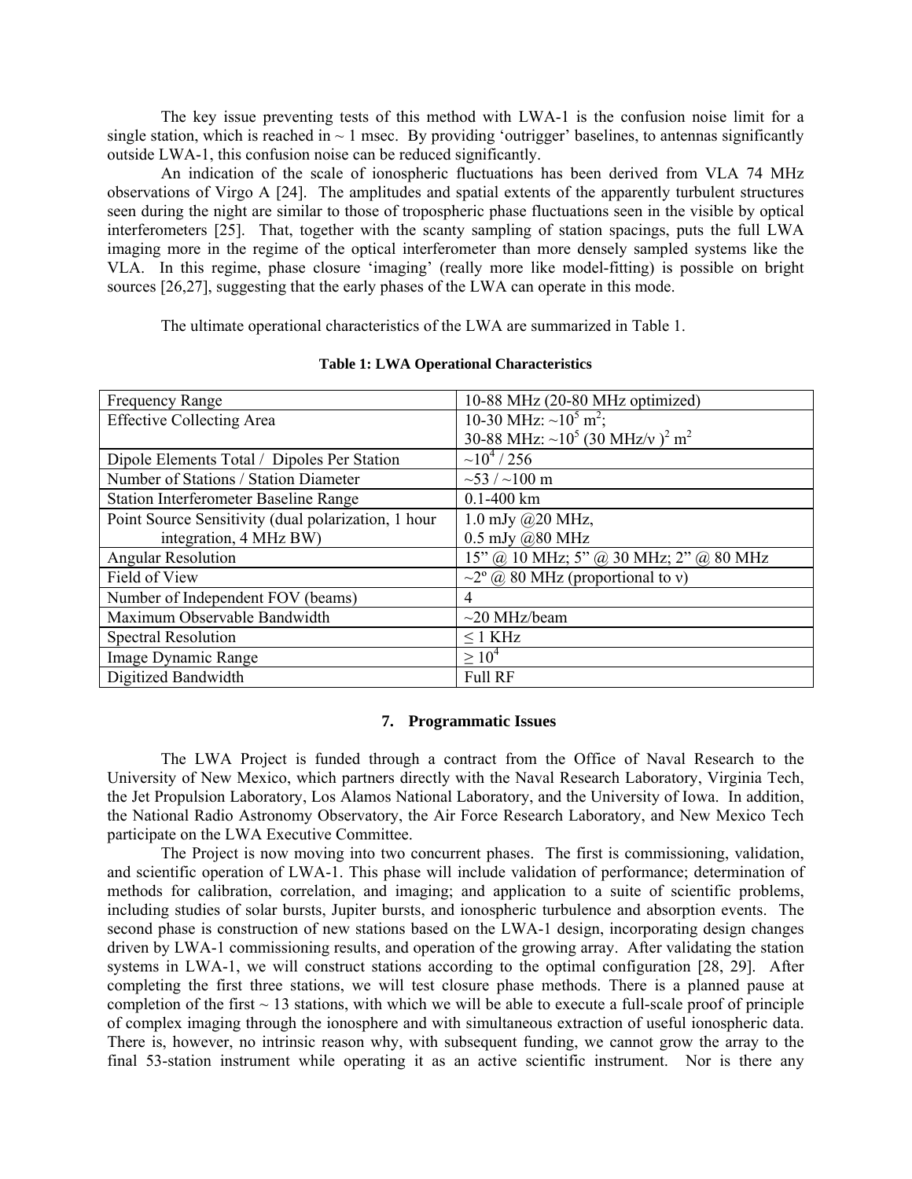The key issue preventing tests of this method with LWA-1 is the confusion noise limit for a single station, which is reached in ~ 1 msec. By providing 'outrigger' baselines, to antennas significantly outside LWA-1, this confusion noise can be reduced significantly.

An indication of the scale of ionospheric fluctuations has been derived from VLA 74 MHz observations of Virgo A [24]. The amplitudes and spatial extents of the apparently turbulent structures seen during the night are similar to those of tropospheric phase fluctuations seen in the visible by optical interferometers [25]. That, together with the scanty sampling of station spacings, puts the full LWA imaging more in the regime of the optical interferometer than more densely sampled systems like the VLA. In this regime, phase closure 'imaging' (really more like model-fitting) is possible on bright sources [26,27], suggesting that the early phases of the LWA can operate in this mode.

The ultimate operational characteristics of the LWA are summarized in Table 1.

**Table 1: LWA Operational Characteristics**

| | |
|---|---|
| Frequency Range | 10-88 MHz (20-80 MHz optimized) |
| Effective Collecting Area | 10-30 MHz: ~$10^5$ m$^2$; 30-88 MHz: ~$10^5$ (30 MHz/$\nu$ )$^2$ m$^2$ |
| Dipole Elements Total / Dipoles Per Station | ~$10^4$ / 256 |
| Number of Stations / Station Diameter | ~53 / ~100 m |
| Station Interferometer Baseline Range | 0.1-400 km |
| Point Source Sensitivity (dual polarization, 1 hour integration, 4 MHz BW) | 1.0 mJy @20 MHz, 0.5 mJy @80 MHz |
| Angular Resolution | 15" @ 10 MHz; 5" @ 30 MHz; 2" @ 80 MHz |
| Field of View | ~2º @ 80 MHz (proportional to $\nu$) |
| Number of Independent FOV (beams) | 4 |
| Maximum Observable Bandwidth | ~20 MHz/beam |
| Spectral Resolution | ≤ 1 KHz |
| Image Dynamic Range | ≥ $10^4$ |
| Digitized Bandwidth | Full RF |

## 7. Programmatic Issues

The LWA Project is funded through a contract from the Office of Naval Research to the University of New Mexico, which partners directly with the Naval Research Laboratory, Virginia Tech, the Jet Propulsion Laboratory, Los Alamos National Laboratory, and the University of Iowa. In addition, the National Radio Astronomy Observatory, the Air Force Research Laboratory, and New Mexico Tech participate on the LWA Executive Committee.

The Project is now moving into two concurrent phases. The first is commissioning, validation, and scientific operation of LWA-1. This phase will include validation of performance; determination of methods for calibration, correlation, and imaging; and application to a suite of scientific problems, including studies of solar bursts, Jupiter bursts, and ionospheric turbulence and absorption events. The second phase is construction of new stations based on the LWA-1 design, incorporating design changes driven by LWA-1 commissioning results, and operation of the growing array. After validating the station systems in LWA-1, we will construct stations according to the optimal configuration [28, 29]. After completing the first three stations, we will test closure phase methods. There is a planned pause at completion of the first ~ 13 stations, with which we will be able to execute a full-scale proof of principle of complex imaging through the ionosphere and with simultaneous extraction of useful ionospheric data. There is, however, no intrinsic reason why, with subsequent funding, we cannot grow the array to the final 53-station instrument while operating it as an active scientific instrument. Nor is there any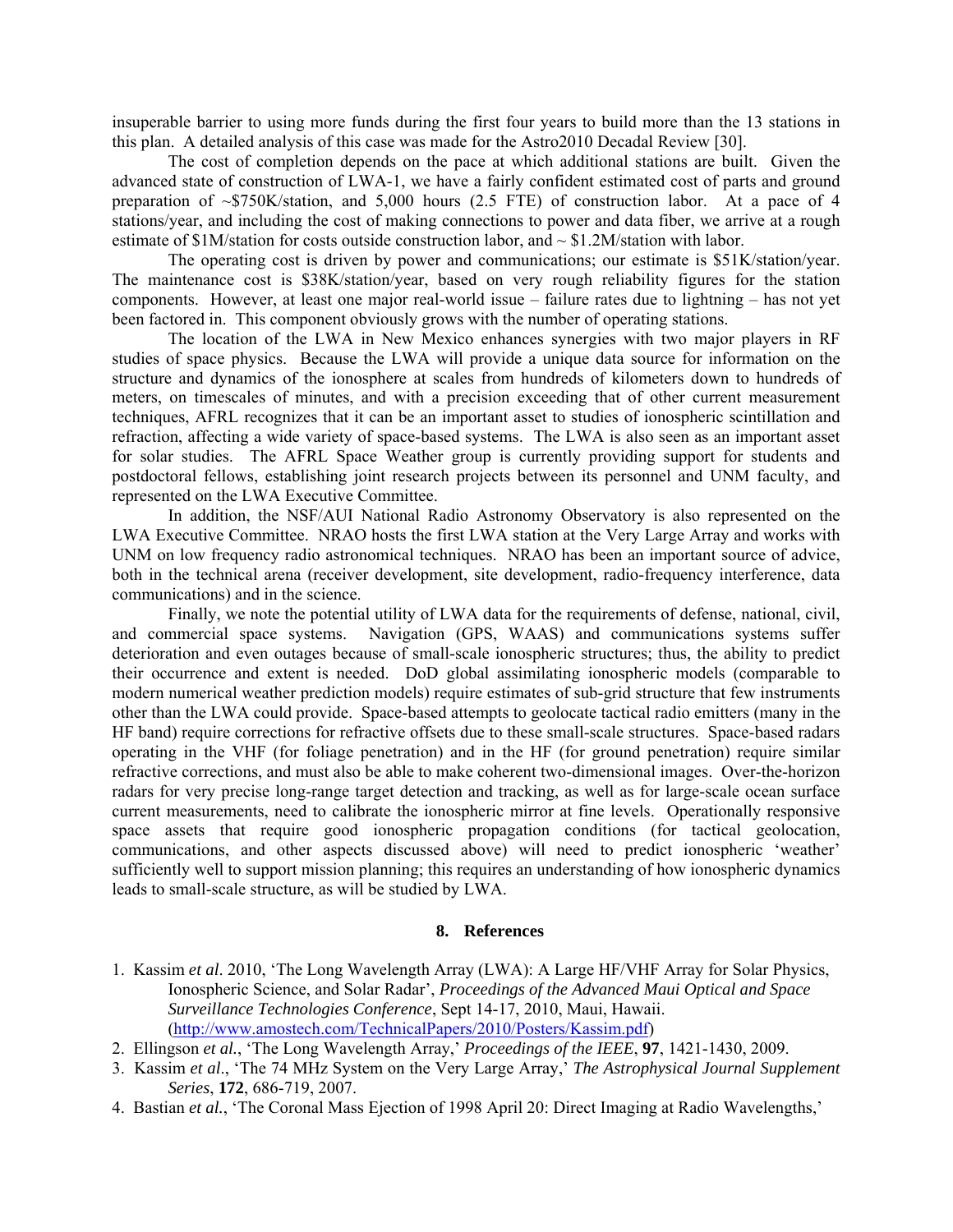insuperable barrier to using more funds during the first four years to build more than the 13 stations in this plan. A detailed analysis of this case was made for the Astro2010 Decadal Review [30].

The cost of completion depends on the pace at which additional stations are built. Given the advanced state of construction of LWA-1, we have a fairly confident estimated cost of parts and ground preparation of ~\$750K/station, and 5,000 hours (2.5 FTE) of construction labor. At a pace of 4 stations/year, and including the cost of making connections to power and data fiber, we arrive at a rough estimate of \$1M/station for costs outside construction labor, and ~ \$1.2M/station with labor.

The operating cost is driven by power and communications; our estimate is \$51K/station/year. The maintenance cost is \$38K/station/year, based on very rough reliability figures for the station components. However, at least one major real-world issue – failure rates due to lightning – has not yet been factored in. This component obviously grows with the number of operating stations.

The location of the LWA in New Mexico enhances synergies with two major players in RF studies of space physics. Because the LWA will provide a unique data source for information on the structure and dynamics of the ionosphere at scales from hundreds of kilometers down to hundreds of meters, on timescales of minutes, and with a precision exceeding that of other current measurement techniques, AFRL recognizes that it can be an important asset to studies of ionospheric scintillation and refraction, affecting a wide variety of space-based systems. The LWA is also seen as an important asset for solar studies. The AFRL Space Weather group is currently providing support for students and postdoctoral fellows, establishing joint research projects between its personnel and UNM faculty, and represented on the LWA Executive Committee.

In addition, the NSF/AUI National Radio Astronomy Observatory is also represented on the LWA Executive Committee. NRAO hosts the first LWA station at the Very Large Array and works with UNM on low frequency radio astronomical techniques. NRAO has been an important source of advice, both in the technical arena (receiver development, site development, radio-frequency interference, data communications) and in the science.

Finally, we note the potential utility of LWA data for the requirements of defense, national, civil, and commercial space systems. Navigation (GPS, WAAS) and communications systems suffer deterioration and even outages because of small-scale ionospheric structures; thus, the ability to predict their occurrence and extent is needed. DoD global assimilating ionospheric models (comparable to modern numerical weather prediction models) require estimates of sub-grid structure that few instruments other than the LWA could provide. Space-based attempts to geolocate tactical radio emitters (many in the HF band) require corrections for refractive offsets due to these small-scale structures. Space-based radars operating in the VHF (for foliage penetration) and in the HF (for ground penetration) require similar refractive corrections, and must also be able to make coherent two-dimensional images. Over-the-horizon radars for very precise long-range target detection and tracking, as well as for large-scale ocean surface current measurements, need to calibrate the ionospheric mirror at fine levels. Operationally responsive space assets that require good ionospheric propagation conditions (for tactical geolocation, communications, and other aspects discussed above) will need to predict ionospheric 'weather' sufficiently well to support mission planning; this requires an understanding of how ionospheric dynamics leads to small-scale structure, as will be studied by LWA.

## 8. References

1. Kassim *et al*. 2010, 'The Long Wavelength Array (LWA): A Large HF/VHF Array for Solar Physics, Ionospheric Science, and Solar Radar', *Proceedings of the Advanced Maui Optical and Space Surveillance Technologies Conference*, Sept 14-17, 2010, Maui, Hawaii. (http://www.amostech.com/TechnicalPapers/2010/Posters/Kassim.pdf)
2. Ellingson *et al.*, 'The Long Wavelength Array,' *Proceedings of the IEEE*, **97**, 1421-1430, 2009.
3. Kassim *et al*., 'The 74 MHz System on the Very Large Array,' *The Astrophysical Journal Supplement Series*, **172**, 686-719, 2007.
4. Bastian *et al.*, 'The Coronal Mass Ejection of 1998 April 20: Direct Imaging at Radio Wavelengths,'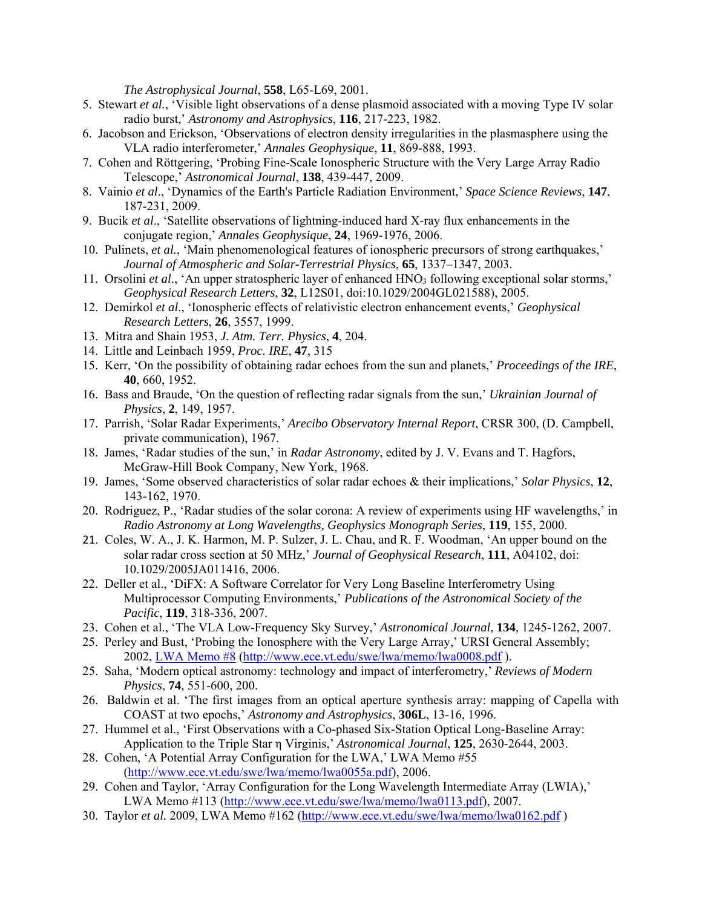*The Astrophysical Journal*, **558**, L65-L69, 2001.

5. Stewart *et al.*, 'Visible light observations of a dense plasmoid associated with a moving Type IV solar radio burst,' *Astronomy and Astrophysics*, **116**, 217-223, 1982.
6. Jacobson and Erickson, 'Observations of electron density irregularities in the plasmasphere using the VLA radio interferometer,' *Annales Geophysique*, **11**, 869-888, 1993.
7. Cohen and Röttgering, 'Probing Fine-Scale Ionospheric Structure with the Very Large Array Radio Telescope,' *Astronomical Journal*, **138**, 439-447, 2009.
8. Vainio *et al*., 'Dynamics of the Earth's Particle Radiation Environment,' *Space Science Reviews*, **147**, 187-231, 2009.
9. Bucik *et al*., 'Satellite observations of lightning-induced hard X-ray flux enhancements in the conjugate region,' *Annales Geophysique*, **24**, 1969-1976, 2006.
10. Pulinets, *et al.*, 'Main phenomenological features of ionospheric precursors of strong earthquakes,' *Journal of Atmospheric and Solar-Terrestrial Physics*, **65**, 1337–1347, 2003.
11. Orsolini *et al*., 'An upper stratospheric layer of enhanced $HNO_3$ following exceptional solar storms,' *Geophysical Research Letters*, **32**, L12S01, doi:10.1029/2004GL021588), 2005.
12. Demirkol *et al*., 'Ionospheric effects of relativistic electron enhancement events,' *Geophysical Research Letters*, **26**, 3557, 1999.
13. Mitra and Shain 1953, *J. Atm. Terr. Physics*, **4**, 204.
14. Little and Leinbach 1959, *Proc. IRE*, **47**, 315
15. Kerr, 'On the possibility of obtaining radar echoes from the sun and planets,' *Proceedings of the IRE*, **40**, 660, 1952.
16. Bass and Braude, 'On the question of reflecting radar signals from the sun,' *Ukrainian Journal of Physics*, **2**, 149, 1957.
17. Parrish, 'Solar Radar Experiments,' *Arecibo Observatory Internal Report*, CRSR 300, (D. Campbell, private communication), 1967.
18. James, 'Radar studies of the sun,' in *Radar Astronomy*, edited by J. V. Evans and T. Hagfors, McGraw-Hill Book Company, New York, 1968.
19. James, 'Some observed characteristics of solar radar echoes & their implications,' *Solar Physics*, **12**, 143-162, 1970.
20. Rodriguez, P., 'Radar studies of the solar corona: A review of experiments using HF wavelengths,' in *Radio Astronomy at Long Wavelengths, Geophysics Monograph Series*, **119**, 155, 2000.
21. Coles, W. A., J. K. Harmon, M. P. Sulzer, J. L. Chau, and R. F. Woodman, 'An upper bound on the solar radar cross section at 50 MHz,' *Journal of Geophysical Research*, **111**, A04102, doi: 10.1029/2005JA011416, 2006.
22. Deller et al., 'DiFX: A Software Correlator for Very Long Baseline Interferometry Using Multiprocessor Computing Environments,' *Publications of the Astronomical Society of the Pacific*, **119**, 318-336, 2007.
23. Cohen et al., 'The VLA Low-Frequency Sky Survey,' *Astronomical Journal*, **134**, 1245-1262, 2007.
25. Perley and Bust, 'Probing the Ionosphere with the Very Large Array,' URSI General Assembly; 2002, [LWA Memo #8](http://www.ece.vt.edu/swe/lwa/memo/lwa0008.pdf) (http://www.ece.vt.edu/swe/lwa/memo/lwa0008.pdf ).
25. Saha, 'Modern optical astronomy: technology and impact of interferometry,' *Reviews of Modern Physics*, **74**, 551-600, 200.
26. Baldwin et al. 'The first images from an optical aperture synthesis array: mapping of Capella with COAST at two epochs,' *Astronomy and Astrophysics*, **306L**, 13-16, 1996.
27. Hummel et al., 'First Observations with a Co-phased Six-Station Optical Long-Baseline Array: Application to the Triple Star η Virginis,' *Astronomical Journal*, **125**, 2630-2644, 2003.
28. Cohen, 'A Potential Array Configuration for the LWA,' LWA Memo #55 (http://www.ece.vt.edu/swe/lwa/memo/lwa0055a.pdf), 2006.
29. Cohen and Taylor, 'Array Configuration for the Long Wavelength Intermediate Array (LWIA),' LWA Memo #113 (http://www.ece.vt.edu/swe/lwa/memo/lwa0113.pdf), 2007.
30. Taylor *et al.* 2009, LWA Memo #162 (http://www.ece.vt.edu/swe/lwa/memo/lwa0162.pdf )